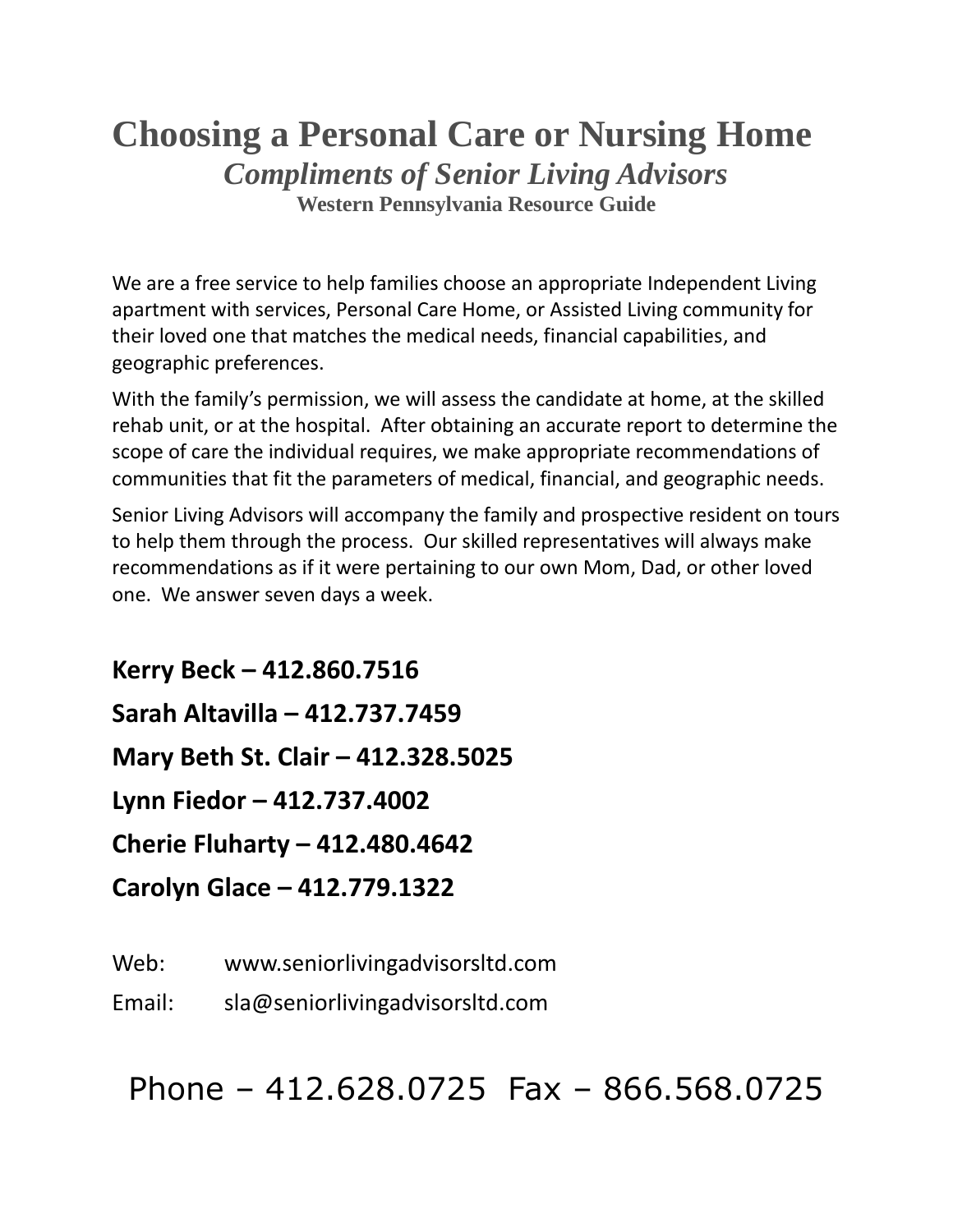# Choosing a Personal Care or Nursing Home

## *Compliments of Senior Living Advisors*

### Western Pennsylvania Resource Guide

We are a free service to help families choose an appropriate Independent Living apartment with services, Personal Care Home, or Assisted Living community for their loved one that matches the medical needs, financial capabilities, and geographic preferences.

With the family's permission, we will assess the candidate at home, at the skilled rehab unit, or at the hospital. After obtaining an accurate report to determine the scope of care the individual requires, we make appropriate recommendations of communities that fit the parameters of medical, financial, and geographic needs.

Senior Living Advisors will accompany the family and prospective resident on tours to help them through the process. Our skilled representatives will always make recommendations as if it were pertaining to our own Mom, Dad, or other loved one. We answer seven days a week.

**Kerry Beck – 412.860.7516**

**Sarah Altavilla – 412.737.7459**

**Mary Beth St. Clair – 412.328.5025**

**Lynn Fiedor – 412.737.4002**

**Cherie Fluharty – 412.480.4642**

**Carolyn Glace – 412.779.1322**

Web: www.seniorlivingadvisorsltd.com

Email: sla@seniorlivingadvisorsltd.com

Phone – 412.628.0725 Fax – 866.568.0725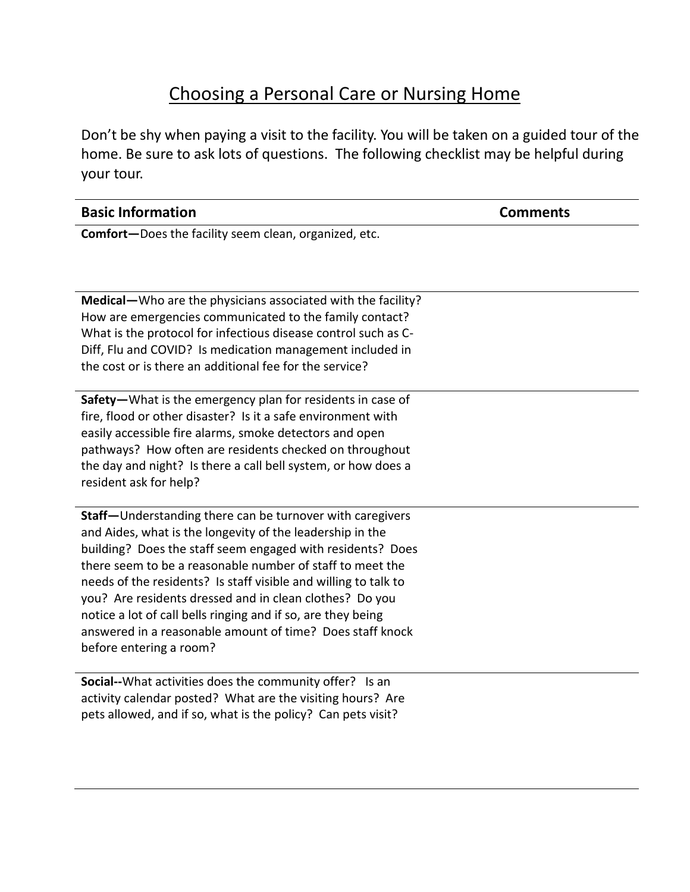# Choosing a Personal Care or Nursing Home

Don't be shy when paying a visit to the facility. You will be taken on a guided tour of the home. Be sure to ask lots of questions. The following checklist may be helpful during your tour.

| Basic Information | Comments |
| --- | --- |
| **Comfort—**Does the facility seem clean, organized, etc. | |
| **Medical—**Who are the physicians associated with the facility? How are emergencies communicated to the family contact? What is the protocol for infectious disease control such as C-Diff, Flu and COVID? Is medication management included in the cost or is there an additional fee for the service? | |
| **Safety—**What is the emergency plan for residents in case of fire, flood or other disaster? Is it a safe environment with easily accessible fire alarms, smoke detectors and open pathways? How often are residents checked on throughout the day and night? Is there a call bell system, or how does a resident ask for help? | |
| **Staff—**Understanding there can be turnover with caregivers and Aides, what is the longevity of the leadership in the building? Does the staff seem engaged with residents? Does there seem to be a reasonable number of staff to meet the needs of the residents? Is staff visible and willing to talk to you? Are residents dressed and in clean clothes? Do you notice a lot of call bells ringing and if so, are they being answered in a reasonable amount of time? Does staff knock before entering a room? | |
| **Social--**What activities does the community offer? Is an activity calendar posted? What are the visiting hours? Are pets allowed, and if so, what is the policy? Can pets visit? | |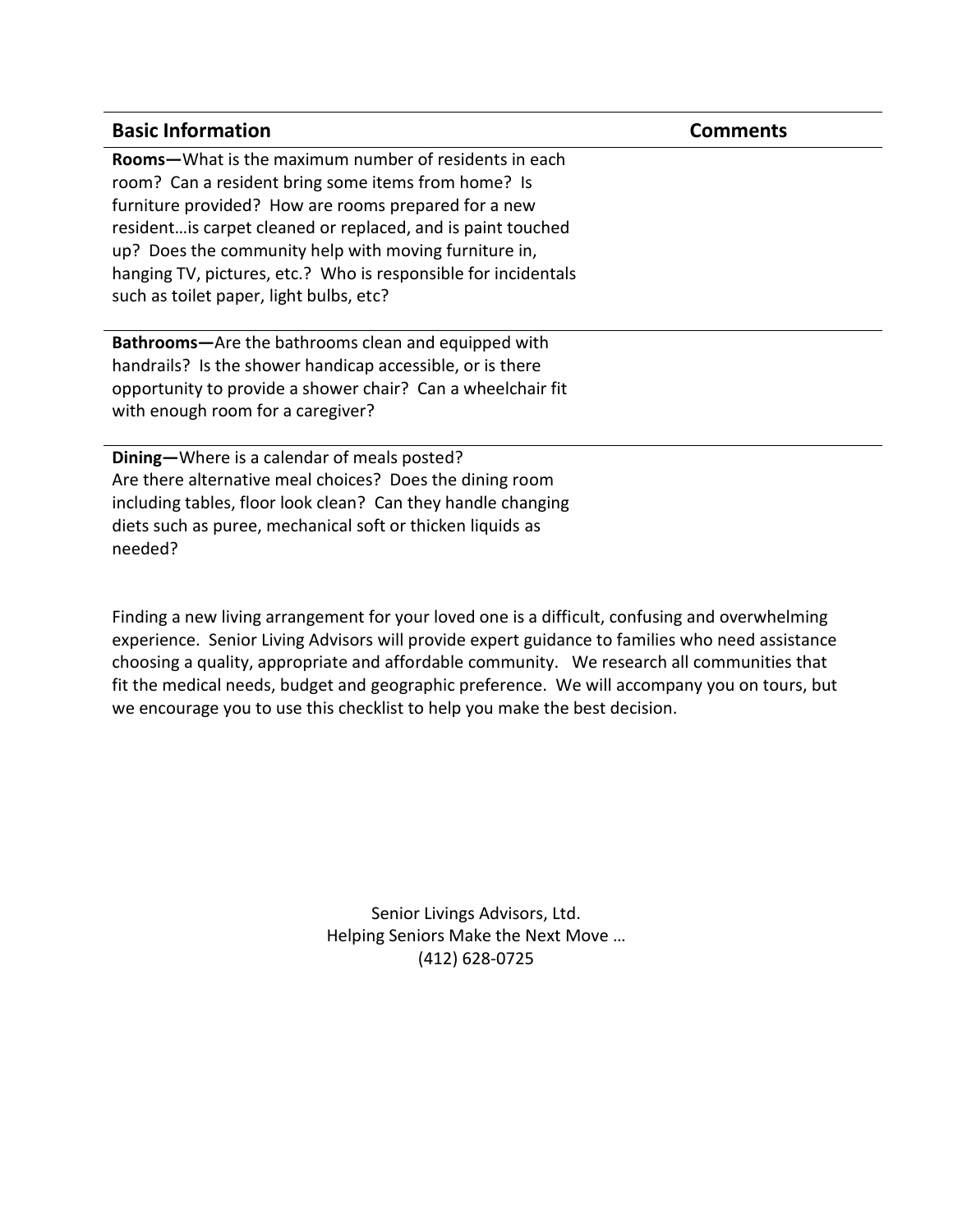| Basic Information | Comments |
| --- | --- |
| **Rooms—**What is the maximum number of residents in each room? Can a resident bring some items from home? Is furniture provided? How are rooms prepared for a new resident…is carpet cleaned or replaced, and is paint touched up? Does the community help with moving furniture in, hanging TV, pictures, etc.? Who is responsible for incidentals such as toilet paper, light bulbs, etc? | |
| **Bathrooms—**Are the bathrooms clean and equipped with handrails? Is the shower handicap accessible, or is there opportunity to provide a shower chair? Can a wheelchair fit with enough room for a caregiver? | |
| **Dining—**Where is a calendar of meals posted? Are there alternative meal choices? Does the dining room including tables, floor look clean? Can they handle changing diets such as puree, mechanical soft or thicken liquids as needed? | |

Finding a new living arrangement for your loved one is a difficult, confusing and overwhelming experience. Senior Living Advisors will provide expert guidance to families who need assistance choosing a quality, appropriate and affordable community. We research all communities that fit the medical needs, budget and geographic preference. We will accompany you on tours, but we encourage you to use this checklist to help you make the best decision.

Senior Livings Advisors, Ltd.
Helping Seniors Make the Next Move …
(412) 628-0725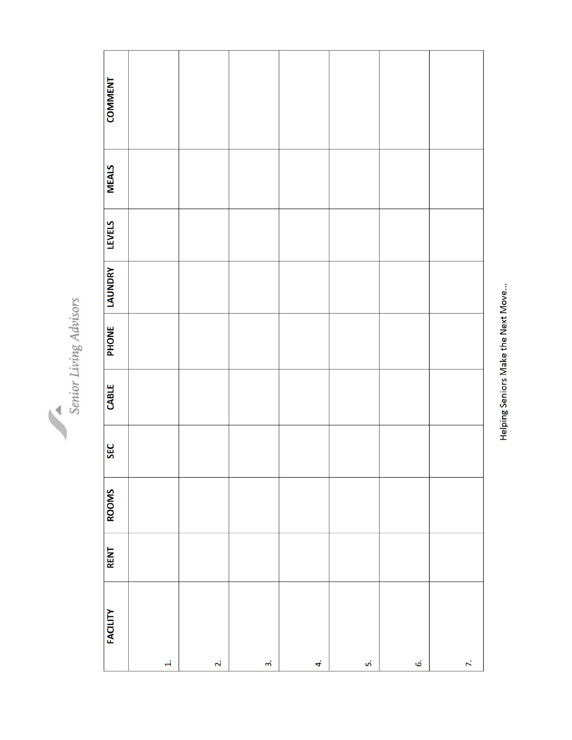Senior Living Advisors

| FACILITY | RENT | ROOMS | SEC | CABLE | PHONE | LAUNDRY | LEVELS | MEALS | COMMENT |
| --- | --- | --- | --- | --- | --- | --- | --- | --- | --- |
| 1. | | | | | | | | | |
| 2. | | | | | | | | | |
| 3. | | | | | | | | | |
| 4. | | | | | | | | | |
| 5. | | | | | | | | | |
| 6. | | | | | | | | | |
| 7. | | | | | | | | | |

Helping Seniors Make the Next Move…